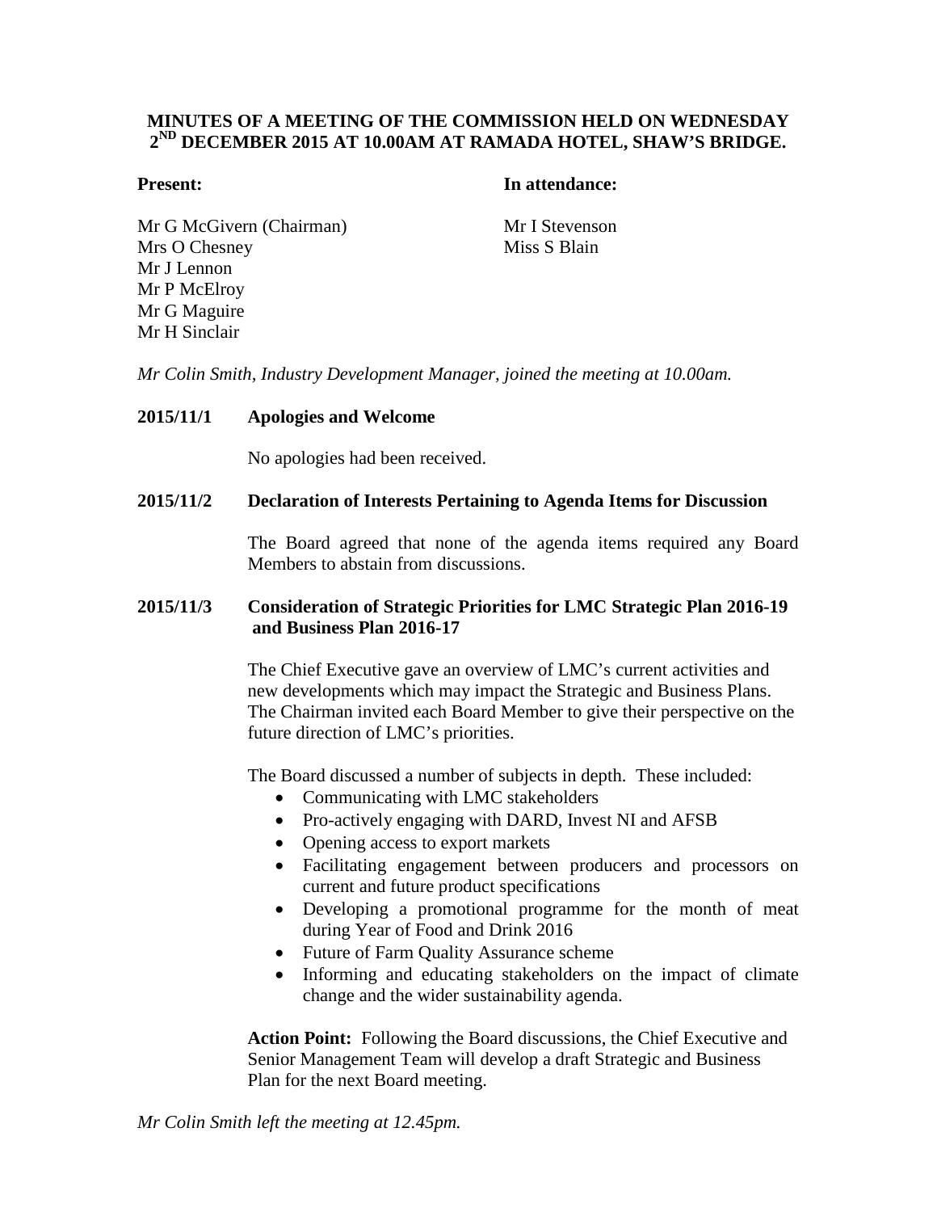# MINUTES OF A MEETING OF THE COMMISSION HELD ON WEDNESDAY 2ND DECEMBER 2015 AT 10.00AM AT RAMADA HOTEL, SHAW'S BRIDGE.

**Present:**

Mr G McGivern (Chairman)
Mrs O Chesney
Mr J Lennon
Mr P McElroy
Mr G Maguire
Mr H Sinclair

**In attendance:**

Mr I Stevenson
Miss S Blain

*Mr Colin Smith, Industry Development Manager, joined the meeting at 10.00am.*

**2015/11/1 Apologies and Welcome**

No apologies had been received.

**2015/11/2 Declaration of Interests Pertaining to Agenda Items for Discussion**

The Board agreed that none of the agenda items required any Board Members to abstain from discussions.

**2015/11/3 Consideration of Strategic Priorities for LMC Strategic Plan 2016-19 and Business Plan 2016-17**

The Chief Executive gave an overview of LMC's current activities and new developments which may impact the Strategic and Business Plans. The Chairman invited each Board Member to give their perspective on the future direction of LMC's priorities.

The Board discussed a number of subjects in depth. These included:

- Communicating with LMC stakeholders
- Pro-actively engaging with DARD, Invest NI and AFSB
- Opening access to export markets
- Facilitating engagement between producers and processors on current and future product specifications
- Developing a promotional programme for the month of meat during Year of Food and Drink 2016
- Future of Farm Quality Assurance scheme
- Informing and educating stakeholders on the impact of climate change and the wider sustainability agenda.

**Action Point:** Following the Board discussions, the Chief Executive and Senior Management Team will develop a draft Strategic and Business Plan for the next Board meeting.

*Mr Colin Smith left the meeting at 12.45pm.*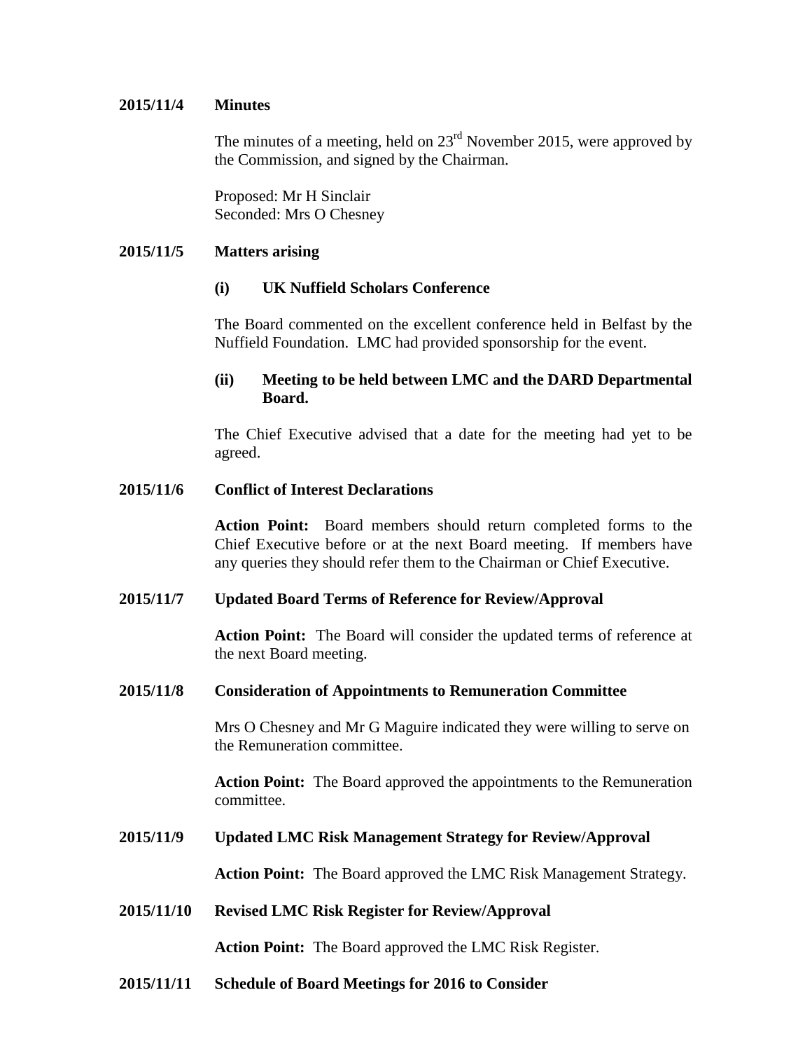**2015/11/4 Minutes**

The minutes of a meeting, held on 23rd November 2015, were approved by the Commission, and signed by the Chairman.

Proposed: Mr H Sinclair
Seconded: Mrs O Chesney

**2015/11/5 Matters arising**

**(i) UK Nuffield Scholars Conference**

The Board commented on the excellent conference held in Belfast by the Nuffield Foundation. LMC had provided sponsorship for the event.

**(ii) Meeting to be held between LMC and the DARD Departmental Board.**

The Chief Executive advised that a date for the meeting had yet to be agreed.

**2015/11/6 Conflict of Interest Declarations**

**Action Point:** Board members should return completed forms to the Chief Executive before or at the next Board meeting. If members have any queries they should refer them to the Chairman or Chief Executive.

**2015/11/7 Updated Board Terms of Reference for Review/Approval**

**Action Point:** The Board will consider the updated terms of reference at the next Board meeting.

**2015/11/8 Consideration of Appointments to Remuneration Committee**

Mrs O Chesney and Mr G Maguire indicated they were willing to serve on the Remuneration committee.

**Action Point:** The Board approved the appointments to the Remuneration committee.

**2015/11/9 Updated LMC Risk Management Strategy for Review/Approval**

**Action Point:** The Board approved the LMC Risk Management Strategy.

**2015/11/10 Revised LMC Risk Register for Review/Approval**

**Action Point:** The Board approved the LMC Risk Register.

**2015/11/11 Schedule of Board Meetings for 2016 to Consider**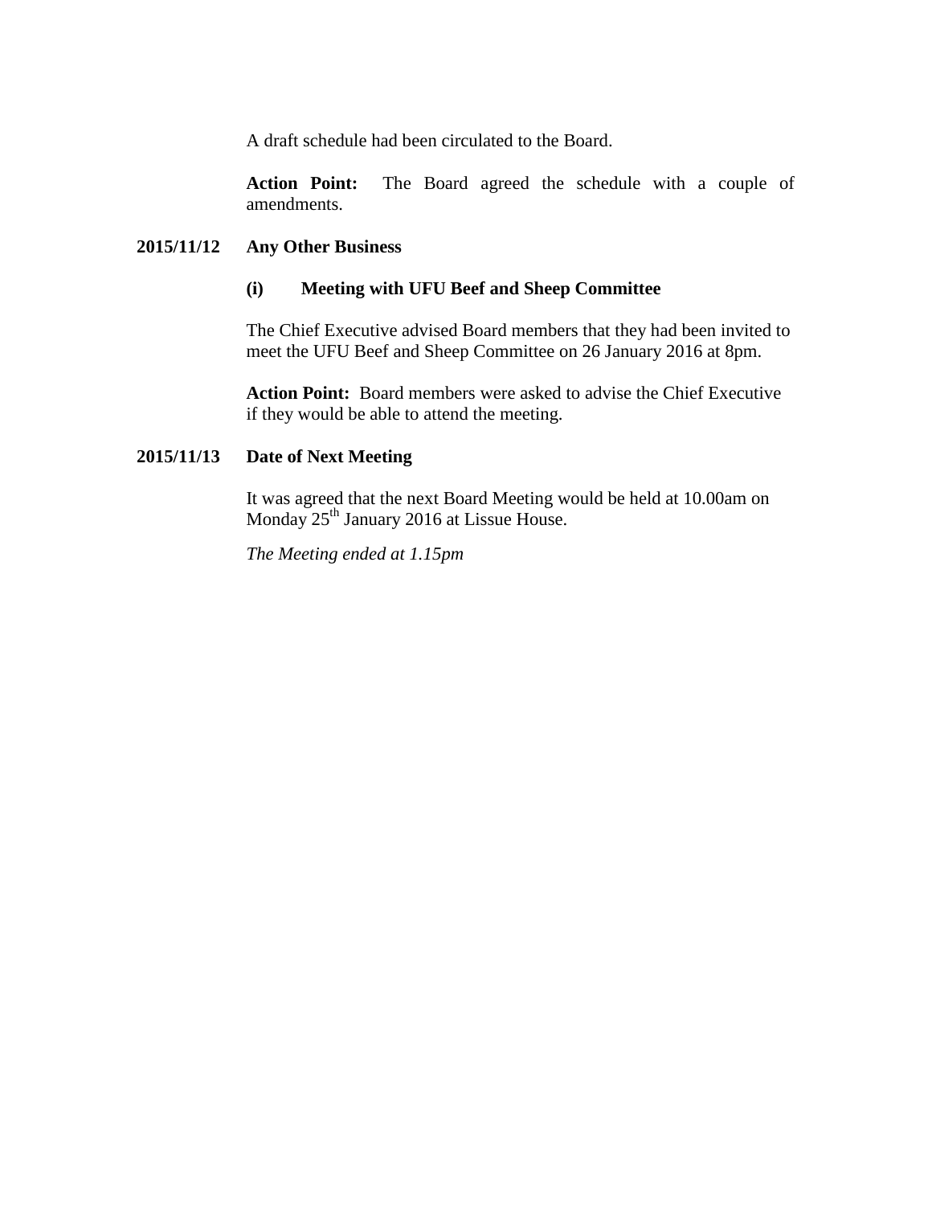A draft schedule had been circulated to the Board.

**Action Point:** The Board agreed the schedule with a couple of amendments.

**2015/11/12 Any Other Business**

**(i) Meeting with UFU Beef and Sheep Committee**

The Chief Executive advised Board members that they had been invited to meet the UFU Beef and Sheep Committee on 26 January 2016 at 8pm.

**Action Point:** Board members were asked to advise the Chief Executive if they would be able to attend the meeting.

**2015/11/13 Date of Next Meeting**

It was agreed that the next Board Meeting would be held at 10.00am on Monday 25th January 2016 at Lissue House.

*The Meeting ended at 1.15pm*